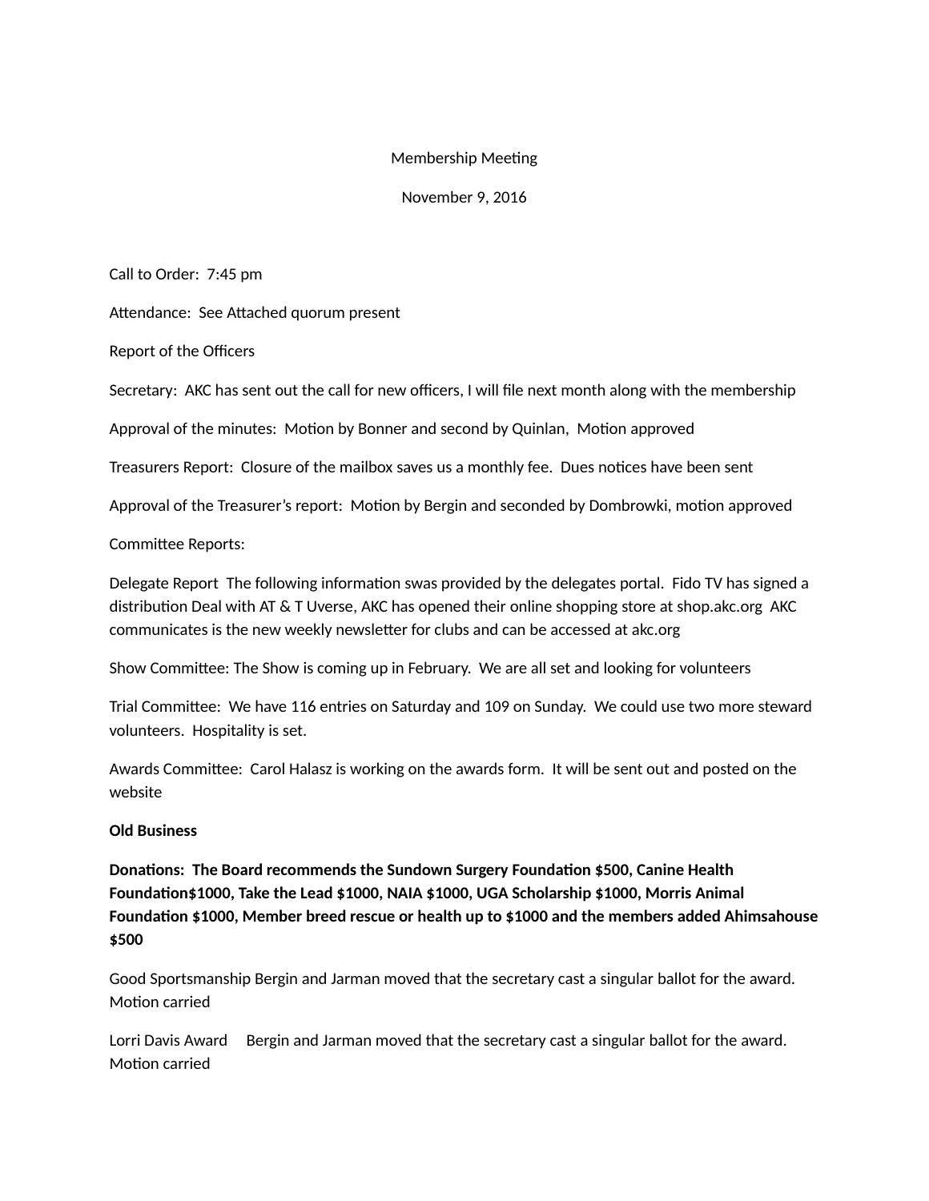Membership Meeting

November 9, 2016

Call to Order: 7:45 pm

Attendance: See Attached quorum present

Report of the Officers

Secretary: AKC has sent out the call for new officers, I will file next month along with the membership

Approval of the minutes: Motion by Bonner and second by Quinlan, Motion approved

Treasurers Report: Closure of the mailbox saves us a monthly fee. Dues notices have been sent

Approval of the Treasurer's report: Motion by Bergin and seconded by Dombrowki, motion approved

Committee Reports:

Delegate Report The following information swas provided by the delegates portal. Fido TV has signed a distribution Deal with AT & T Uverse, AKC has opened their online shopping store at shop.akc.org AKC communicates is the new weekly newsletter for clubs and can be accessed at akc.org

Show Committee: The Show is coming up in February. We are all set and looking for volunteers

Trial Committee: We have 116 entries on Saturday and 109 on Sunday. We could use two more steward volunteers. Hospitality is set.

Awards Committee: Carol Halasz is working on the awards form. It will be sent out and posted on the website

**Old Business**

**Donations: The Board recommends the Sundown Surgery Foundation $500, Canine Health Foundation$1000, Take the Lead $1000, NAIA $1000, UGA Scholarship $1000, Morris Animal Foundation $1000, Member breed rescue or health up to $1000 and the members added Ahimsahouse $500**

Good Sportsmanship Bergin and Jarman moved that the secretary cast a singular ballot for the award. Motion carried

Lorri Davis Award Bergin and Jarman moved that the secretary cast a singular ballot for the award. Motion carried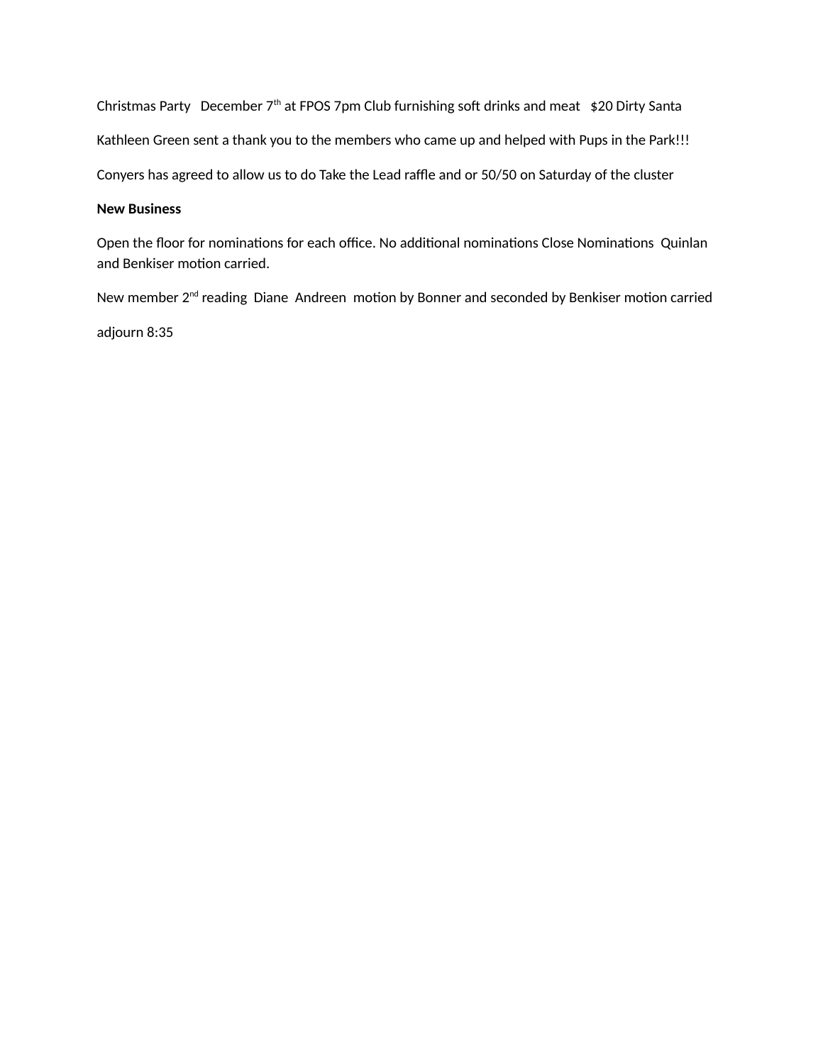Christmas Party December 7th at FPOS 7pm Club furnishing soft drinks and meat $20 Dirty Santa

Kathleen Green sent a thank you to the members who came up and helped with Pups in the Park!!!

Conyers has agreed to allow us to do Take the Lead raffle and or 50/50 on Saturday of the cluster

**New Business**

Open the floor for nominations for each office. No additional nominations Close Nominations Quinlan and Benkiser motion carried.

New member 2nd reading Diane Andreen motion by Bonner and seconded by Benkiser motion carried

adjourn 8:35